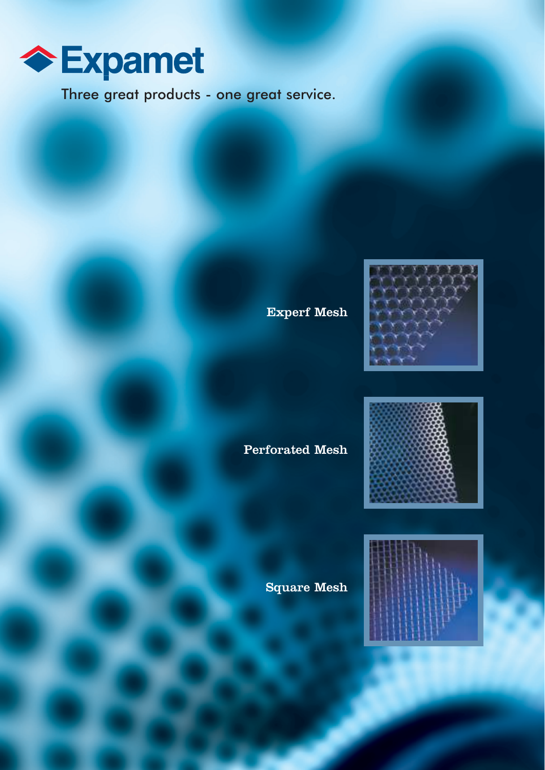# Expamet

Three great products - one great service.

Experf Mesh

Perforated Mesh

Square Mesh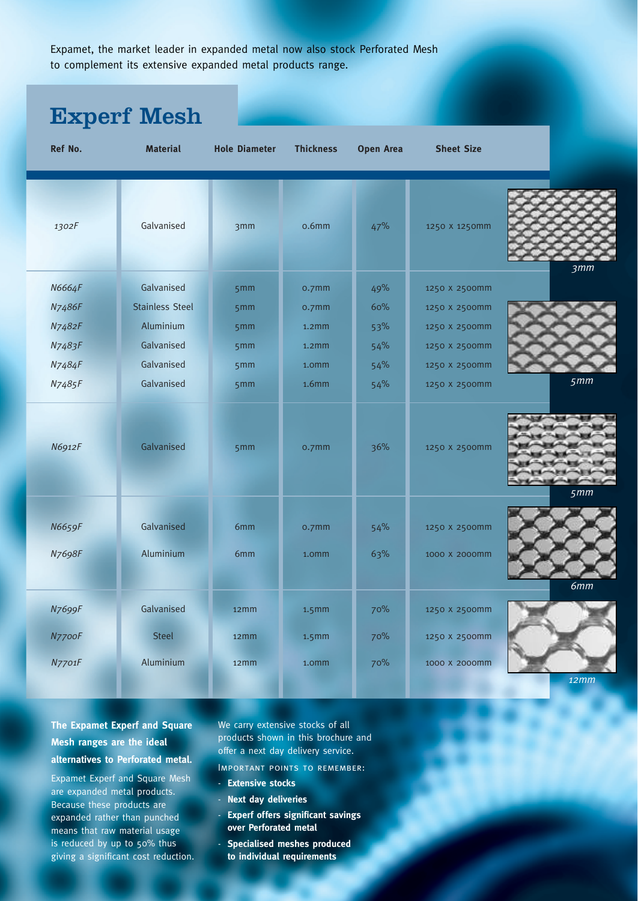Expamet, the market leader in expanded metal now also stock Perforated Mesh to complement its extensive expanded metal products range.

## Experf Mesh

| Ref No. | Material | Hole Diameter | Thickness | Open Area | Sheet Size |
|---|---|---|---|---|---|
| *1302F* | Galvanised | 3mm | 0.6mm | 47% | 1250 x 1250mm |
| *N6664F* | Galvanised | 5mm | 0.7mm | 49% | 1250 x 2500mm |
| *N7486F* | Stainless Steel | 5mm | 0.7mm | 60% | 1250 x 2500mm |
| *N7482F* | Aluminium | 5mm | 1.2mm | 53% | 1250 x 2500mm |
| *N7483F* | Galvanised | 5mm | 1.2mm | 54% | 1250 x 2500mm |
| *N7484F* | Galvanised | 5mm | 1.0mm | 54% | 1250 x 2500mm |
| *N7485F* | Galvanised | 5mm | 1.6mm | 54% | 1250 x 2500mm |
| *N6912F* | Galvanised | 5mm | 0.7mm | 36% | 1250 x 2500mm |
| *N6659F* | Galvanised | 6mm | 0.7mm | 54% | 1250 x 2500mm |
| *N7698F* | Aluminium | 6mm | 1.0mm | 63% | 1000 x 2000mm |
| *N7699F* | Galvanised | 12mm | 1.5mm | 70% | 1250 x 2500mm |
| *N7700F* | Steel | 12mm | 1.5mm | 70% | 1250 x 2500mm |
| *N7701F* | Aluminium | 12mm | 1.0mm | 70% | 1000 x 2000mm |

*3mm*

*5mm*

*5mm*

*6mm*

*12mm*

**The Expamet Experf and Square Mesh ranges are the ideal alternatives to Perforated metal.**

Expamet Experf and Square Mesh are expanded metal products. Because these products are expanded rather than punched means that raw material usage is reduced by up to 50% thus giving a significant cost reduction.

We carry extensive stocks of all products shown in this brochure and offer a next day delivery service.

IMPORTANT POINTS TO REMEMBER:

- **Extensive stocks**
- **Next day deliveries**
- **Experf offers significant savings over Perforated metal**
- **Specialised meshes produced to individual requirements**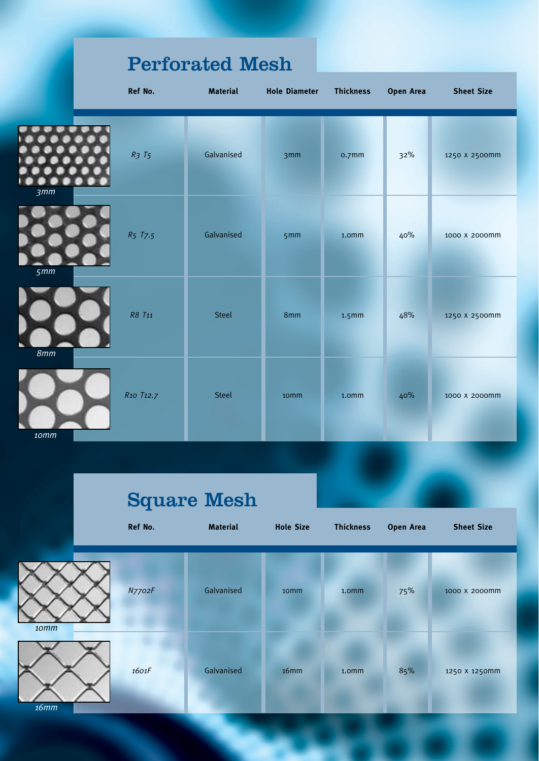## Perforated Mesh

| | Ref No. | Material | Hole Diameter | Thickness | Open Area | Sheet Size |
|---|---|---|---|---|---|---|
| 3mm | *R3 T5* | Galvanised | 3mm | 0.7mm | 32% | 1250 x 2500mm |
| 5mm | *R5 T7.5* | Galvanised | 5mm | 1.0mm | 40% | 1000 x 2000mm |
| 8mm | *R8 T11* | Steel | 8mm | 1.5mm | 48% | 1250 x 2500mm |
| 10mm | *R10 T12.7* | Steel | 10mm | 1.0mm | 40% | 1000 x 2000mm |

## Square Mesh

| | Ref No. | Material | Hole Size | Thickness | Open Area | Sheet Size |
|---|---|---|---|---|---|---|
| 10mm | *N7702F* | Galvanised | 10mm | 1.0mm | 75% | 1000 x 2000mm |
| 16mm | *1601F* | Galvanised | 16mm | 1.0mm | 85% | 1250 x 1250mm |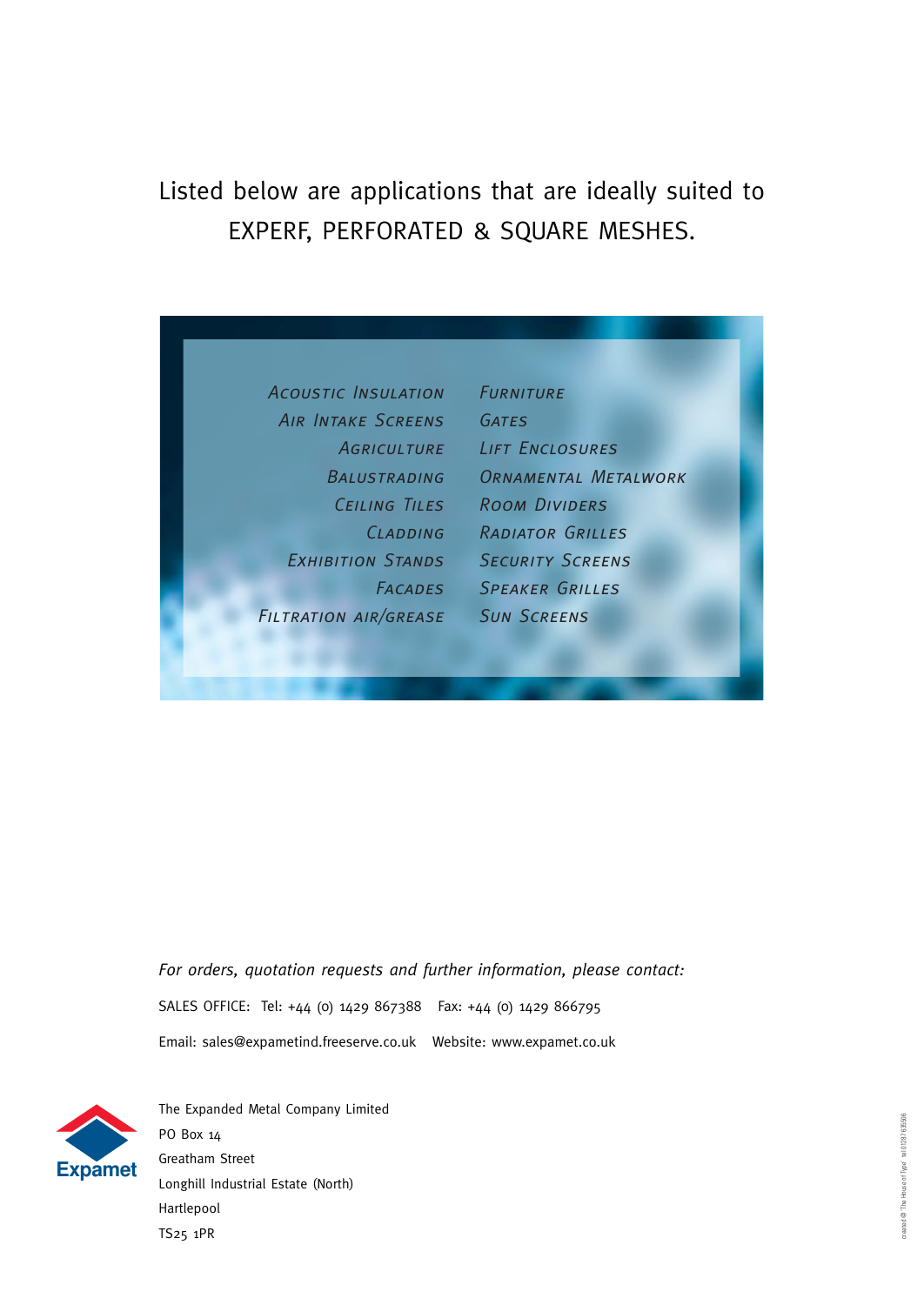Listed below are applications that are ideally suited to EXPERF, PERFORATED & SQUARE MESHES.

- *Acoustic Insulation*
- *Air Intake Screens*
- *Agriculture*
- *Balustrading*
- *Ceiling Tiles*
- *Cladding*
- *Exhibition Stands*
- *Facades*
- *Filtration Air/Grease*
- *Furniture*
- *Gates*
- *Lift Enclosures*
- *Ornamental Metalwork*
- *Room Dividers*
- *Radiator Grilles*
- *Security Screens*
- *Speaker Grilles*
- *Sun Screens*

*For orders, quotation requests and further information, please contact:*

SALES OFFICE: Tel: +44 (0) 1429 867388 Fax: +44 (0) 1429 866795

Email: sales@expametind.freeserve.co.uk Website: www.expamet.co.uk

Expamet

The Expanded Metal Company Limited
PO Box 14
Greatham Street
Longhill Industrial Estate (North)
Hartlepool
TS25 1PR